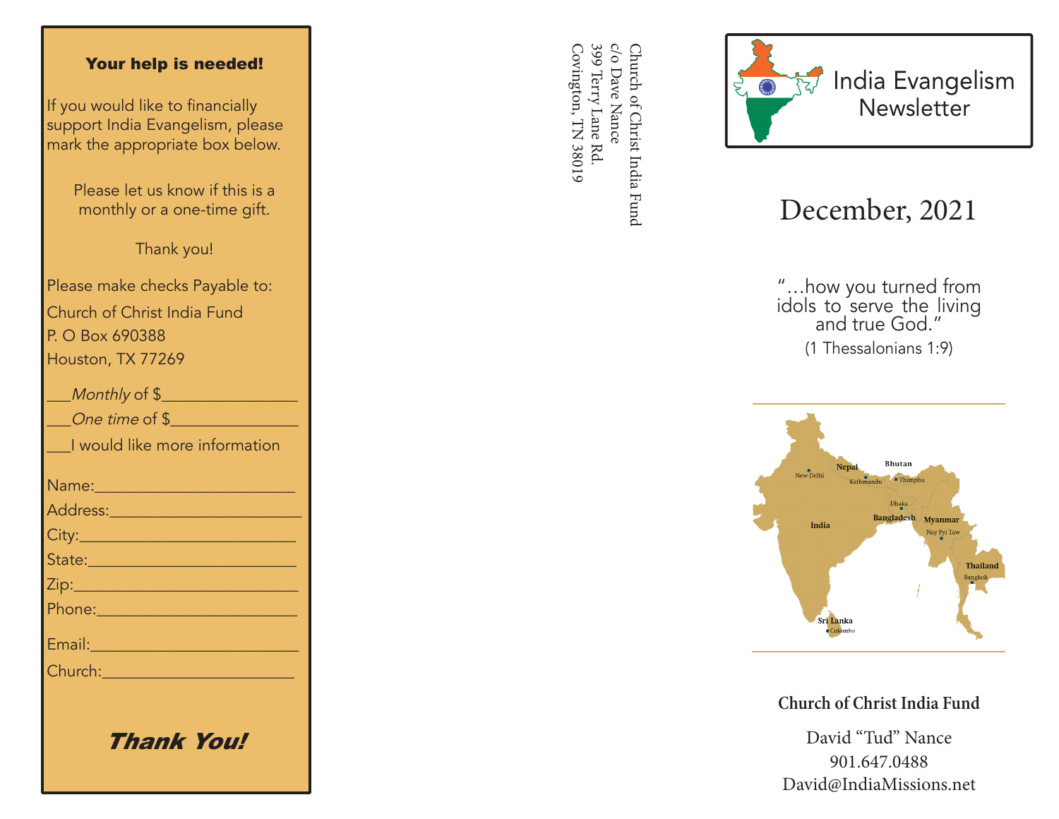## Your help is needed!

If you would like to financially support India Evangelism, please mark the appropriate box below.

Please let us know if this is a monthly or a one-time gift.

Thank you!

Please make checks Payable to:
Church of Christ India Fund
P. O Box 690388
Houston, TX 77269

___*Monthly* of $_______________
___*One time* of $_______________
___I would like more information

Name:_______________________
Address:_____________________
City:_________________________
State:________________________
Zip:__________________________
Phone:_______________________
Email:________________________
Church:______________________

***Thank You!***

Church of Christ India Fund
c/o Dave Nance
399 Terry Lane Rd.
Covington, TN 38019

# India Evangelism Newsletter

## December, 2021

"…how you turned from idols to serve the living and true God."
(1 Thessalonians 1:9)

India, New Delhi, Nepal, Kathmandu, Bhutan, Thimphu, Bangladesh, Dhaka, Myanmar, Nay Pyi Taw, Thailand, Bangkok, Sri Lanka, Colombo

**Church of Christ India Fund**

David "Tud" Nance
901.647.0488
David@IndiaMissions.net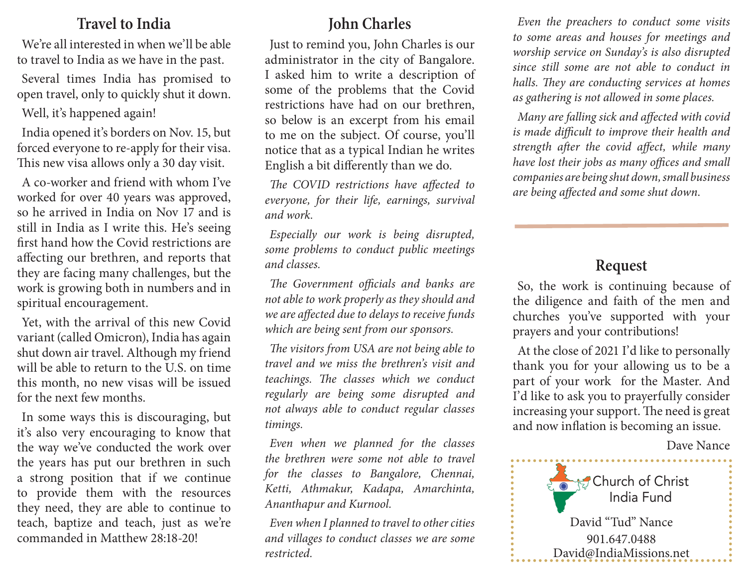## Travel to India

We're all interested in when we'll be able to travel to India as we have in the past.

Several times India has promised to open travel, only to quickly shut it down.

Well, it's happened again!

India opened it's borders on Nov. 15, but forced everyone to re-apply for their visa. This new visa allows only a 30 day visit.

A co-worker and friend with whom I've worked for over 40 years was approved, so he arrived in India on Nov 17 and is still in India as I write this. He's seeing first hand how the Covid restrictions are affecting our brethren, and reports that they are facing many challenges, but the work is growing both in numbers and in spiritual encouragement.

Yet, with the arrival of this new Covid variant (called Omicron), India has again shut down air travel. Although my friend will be able to return to the U.S. on time this month, no new visas will be issued for the next few months.

In some ways this is discouraging, but it's also very encouraging to know that the way we've conducted the work over the years has put our brethren in such a strong position that if we continue to provide them with the resources they need, they are able to continue to teach, baptize and teach, just as we're commanded in Matthew 28:18-20!

## John Charles

Just to remind you, John Charles is our administrator in the city of Bangalore. I asked him to write a description of some of the problems that the Covid restrictions have had on our brethren, so below is an excerpt from his email to me on the subject. Of course, you'll notice that as a typical Indian he writes English a bit differently than we do.

*The COVID restrictions have affected to everyone, for their life, earnings, survival and work.*

*Especially our work is being disrupted, some problems to conduct public meetings and classes.*

*The Government officials and banks are not able to work properly as they should and we are affected due to delays to receive funds which are being sent from our sponsors.*

*The visitors from USA are not being able to travel and we miss the brethren's visit and teachings. The classes which we conduct regularly are being some disrupted and not always able to conduct regular classes timings.*

*Even when we planned for the classes the brethren were some not able to travel for the classes to Bangalore, Chennai, Ketti, Athmakur, Kadapa, Amarchinta, Ananthapur and Kurnool.*

*Even when I planned to travel to other cities and villages to conduct classes we are some restricted.*

*Even the preachers to conduct some visits to some areas and houses for meetings and worship service on Sunday's is also disrupted since still some are not able to conduct in halls. They are conducting services at homes as gathering is not allowed in some places.*

*Many are falling sick and affected with covid is made difficult to improve their health and strength after the covid affect, while many have lost their jobs as many offices and small companies are being shut down, small business are being affected and some shut down.*

## Request

So, the work is continuing because of the diligence and faith of the men and churches you've supported with your prayers and your contributions!

At the close of 2021 I'd like to personally thank you for your allowing us to be a part of your work for the Master. And I'd like to ask you to prayerfully consider increasing your support. The need is great and now inflation is becoming an issue.

Dave Nance

Church of Christ India Fund
David "Tud" Nance
901.647.0488
David@IndiaMissions.net